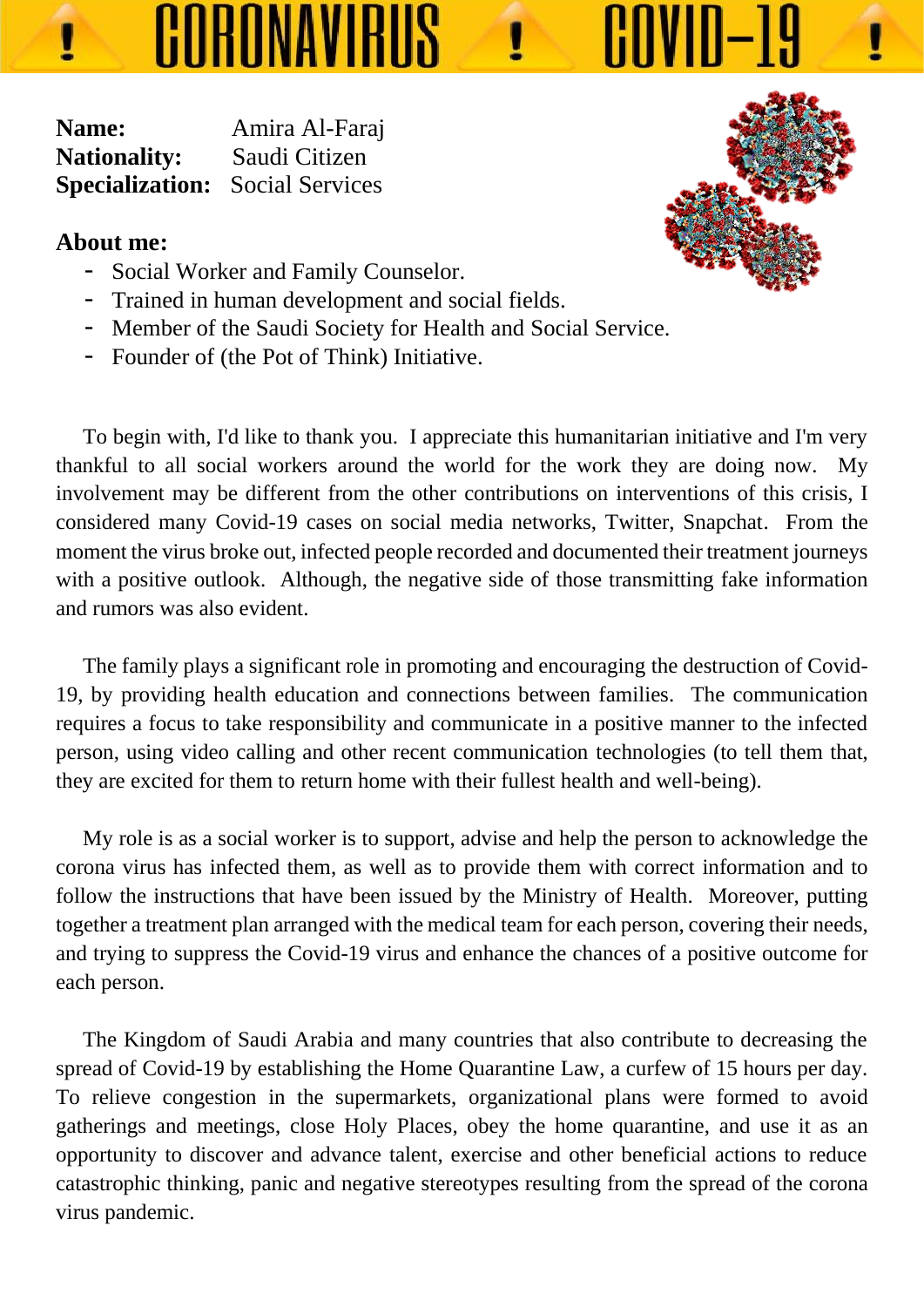# CORONAVIRUS ! COVID-19

**Name:** Amira Al-Faraj
**Nationality:** Saudi Citizen
**Specialization:** Social Services

**About me:**

- Social Worker and Family Counselor.
- Trained in human development and social fields.
- Member of the Saudi Society for Health and Social Service.
- Founder of (the Pot of Think) Initiative.

To begin with, I'd like to thank you. I appreciate this humanitarian initiative and I'm very thankful to all social workers around the world for the work they are doing now. My involvement may be different from the other contributions on interventions of this crisis, I considered many Covid-19 cases on social media networks, Twitter, Snapchat. From the moment the virus broke out, infected people recorded and documented their treatment journeys with a positive outlook. Although, the negative side of those transmitting fake information and rumors was also evident.

The family plays a significant role in promoting and encouraging the destruction of Covid-19, by providing health education and connections between families. The communication requires a focus to take responsibility and communicate in a positive manner to the infected person, using video calling and other recent communication technologies (to tell them that, they are excited for them to return home with their fullest health and well-being).

My role is as a social worker is to support, advise and help the person to acknowledge the corona virus has infected them, as well as to provide them with correct information and to follow the instructions that have been issued by the Ministry of Health. Moreover, putting together a treatment plan arranged with the medical team for each person, covering their needs, and trying to suppress the Covid-19 virus and enhance the chances of a positive outcome for each person.

The Kingdom of Saudi Arabia and many countries that also contribute to decreasing the spread of Covid-19 by establishing the Home Quarantine Law, a curfew of 15 hours per day. To relieve congestion in the supermarkets, organizational plans were formed to avoid gatherings and meetings, close Holy Places, obey the home quarantine, and use it as an opportunity to discover and advance talent, exercise and other beneficial actions to reduce catastrophic thinking, panic and negative stereotypes resulting from the spread of the corona virus pandemic.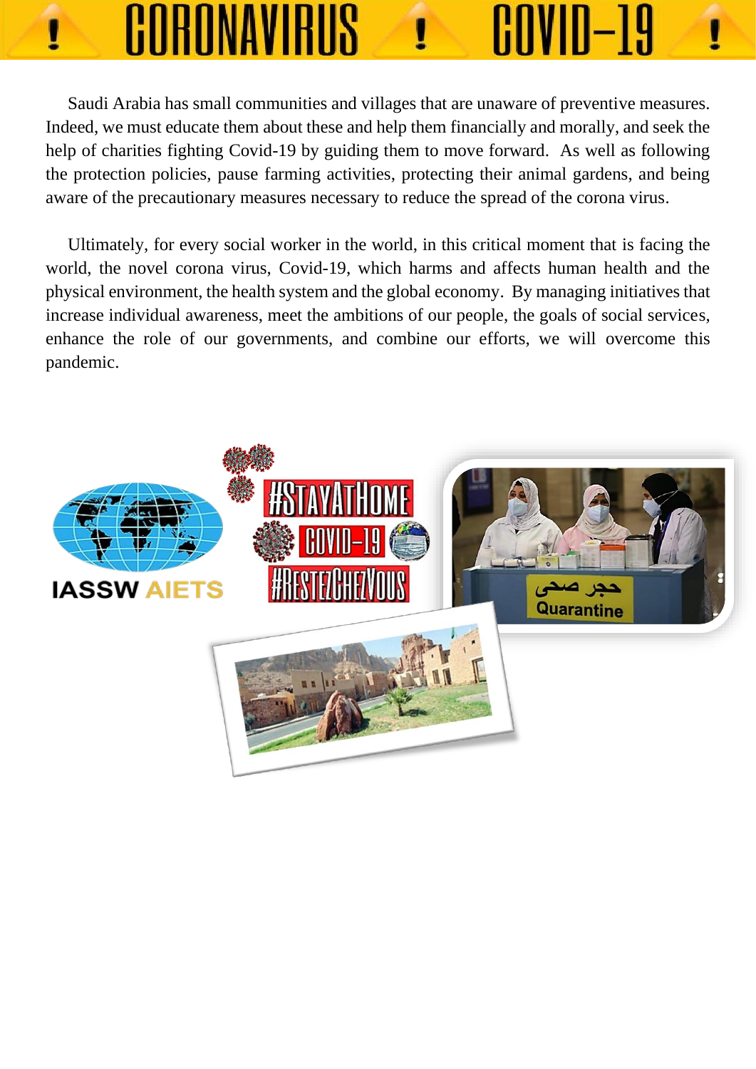Saudi Arabia has small communities and villages that are unaware of preventive measures. Indeed, we must educate them about these and help them financially and morally, and seek the help of charities fighting Covid-19 by guiding them to move forward. As well as following the protection policies, pause farming activities, protecting their animal gardens, and being aware of the precautionary measures necessary to reduce the spread of the corona virus.

Ultimately, for every social worker in the world, in this critical moment that is facing the world, the novel corona virus, Covid-19, which harms and affects human health and the physical environment, the health system and the global economy. By managing initiatives that increase individual awareness, meet the ambitions of our people, the goals of social services, enhance the role of our governments, and combine our efforts, we will overcome this pandemic.